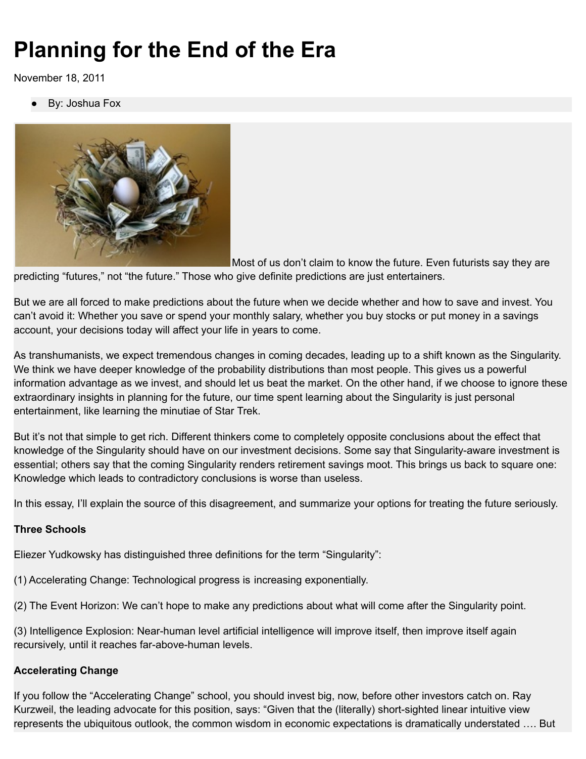# Planning for the End of the Era

November 18, 2011

- By: Joshua Fox

Most of us don't claim to know the future. Even futurists say they are predicting "futures," not "the future." Those who give definite predictions are just entertainers.

But we are all forced to make predictions about the future when we decide whether and how to save and invest. You can't avoid it: Whether you save or spend your monthly salary, whether you buy stocks or put money in a savings account, your decisions today will affect your life in years to come.

As transhumanists, we expect tremendous changes in coming decades, leading up to a shift known as the Singularity. We think we have deeper knowledge of the probability distributions than most people. This gives us a powerful information advantage as we invest, and should let us beat the market. On the other hand, if we choose to ignore these extraordinary insights in planning for the future, our time spent learning about the Singularity is just personal entertainment, like learning the minutiae of Star Trek.

But it's not that simple to get rich. Different thinkers come to completely opposite conclusions about the effect that knowledge of the Singularity should have on our investment decisions. Some say that Singularity-aware investment is essential; others say that the coming Singularity renders retirement savings moot. This brings us back to square one: Knowledge which leads to contradictory conclusions is worse than useless.

In this essay, I'll explain the source of this disagreement, and summarize your options for treating the future seriously.

**Three Schools**

Eliezer Yudkowsky has distinguished three definitions for the term "Singularity":

(1) Accelerating Change: Technological progress is increasing exponentially.

(2) The Event Horizon: We can't hope to make any predictions about what will come after the Singularity point.

(3) Intelligence Explosion: Near-human level artificial intelligence will improve itself, then improve itself again recursively, until it reaches far-above-human levels.

**Accelerating Change**

If you follow the "Accelerating Change" school, you should invest big, now, before other investors catch on. Ray Kurzweil, the leading advocate for this position, says: "Given that the (literally) short-sighted linear intuitive view represents the ubiquitous outlook, the common wisdom in economic expectations is dramatically understated …. But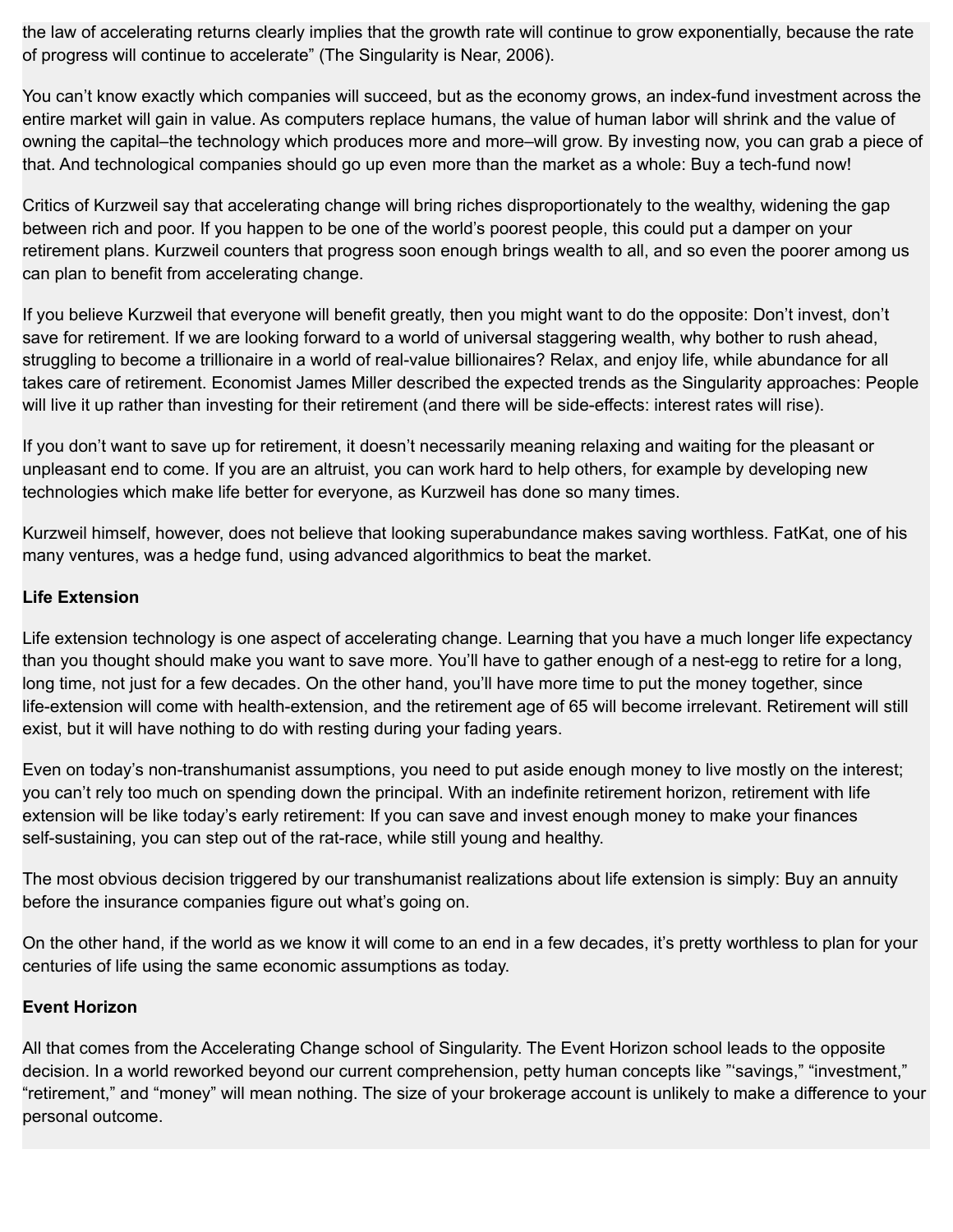the law of accelerating returns clearly implies that the growth rate will continue to grow exponentially, because the rate of progress will continue to accelerate" (The Singularity is Near, 2006).

You can't know exactly which companies will succeed, but as the economy grows, an index-fund investment across the entire market will gain in value. As computers replace humans, the value of human labor will shrink and the value of owning the capital–the technology which produces more and more–will grow. By investing now, you can grab a piece of that. And technological companies should go up even more than the market as a whole: Buy a tech-fund now!

Critics of Kurzweil say that accelerating change will bring riches disproportionately to the wealthy, widening the gap between rich and poor. If you happen to be one of the world's poorest people, this could put a damper on your retirement plans. Kurzweil counters that progress soon enough brings wealth to all, and so even the poorer among us can plan to benefit from accelerating change.

If you believe Kurzweil that everyone will benefit greatly, then you might want to do the opposite: Don't invest, don't save for retirement. If we are looking forward to a world of universal staggering wealth, why bother to rush ahead, struggling to become a trillionaire in a world of real-value billionaires? Relax, and enjoy life, while abundance for all takes care of retirement. Economist James Miller described the expected trends as the Singularity approaches: People will live it up rather than investing for their retirement (and there will be side-effects: interest rates will rise).

If you don't want to save up for retirement, it doesn't necessarily meaning relaxing and waiting for the pleasant or unpleasant end to come. If you are an altruist, you can work hard to help others, for example by developing new technologies which make life better for everyone, as Kurzweil has done so many times.

Kurzweil himself, however, does not believe that looking superabundance makes saving worthless. FatKat, one of his many ventures, was a hedge fund, using advanced algorithmics to beat the market.

**Life Extension**

Life extension technology is one aspect of accelerating change. Learning that you have a much longer life expectancy than you thought should make you want to save more. You'll have to gather enough of a nest-egg to retire for a long, long time, not just for a few decades. On the other hand, you'll have more time to put the money together, since life-extension will come with health-extension, and the retirement age of 65 will become irrelevant. Retirement will still exist, but it will have nothing to do with resting during your fading years.

Even on today's non-transhumanist assumptions, you need to put aside enough money to live mostly on the interest; you can't rely too much on spending down the principal. With an indefinite retirement horizon, retirement with life extension will be like today's early retirement: If you can save and invest enough money to make your finances self-sustaining, you can step out of the rat-race, while still young and healthy.

The most obvious decision triggered by our transhumanist realizations about life extension is simply: Buy an annuity before the insurance companies figure out what's going on.

On the other hand, if the world as we know it will come to an end in a few decades, it's pretty worthless to plan for your centuries of life using the same economic assumptions as today.

**Event Horizon**

All that comes from the Accelerating Change school of Singularity. The Event Horizon school leads to the opposite decision. In a world reworked beyond our current comprehension, petty human concepts like "'savings," "investment," "retirement," and "money" will mean nothing. The size of your brokerage account is unlikely to make a difference to your personal outcome.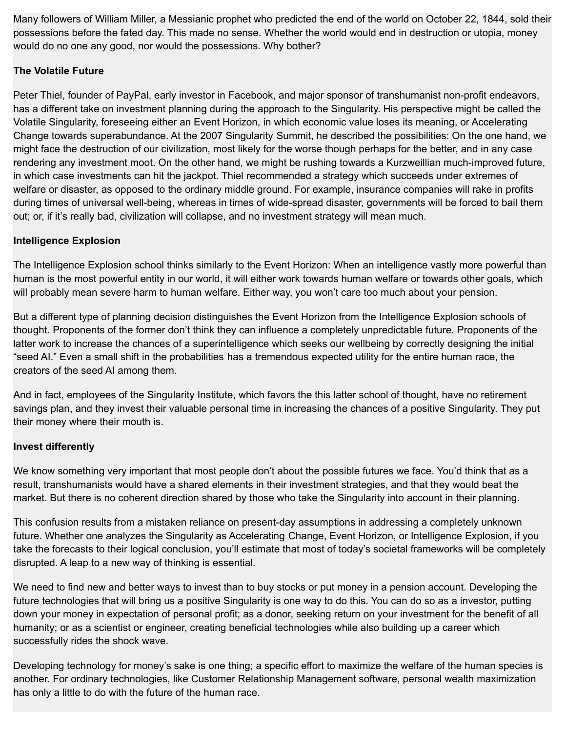Many followers of William Miller, a Messianic prophet who predicted the end of the world on October 22, 1844, sold their possessions before the fated day. This made no sense. Whether the world would end in destruction or utopia, money would do no one any good, nor would the possessions. Why bother?

**The Volatile Future**

Peter Thiel, founder of PayPal, early investor in Facebook, and major sponsor of transhumanist non-profit endeavors, has a different take on investment planning during the approach to the Singularity. His perspective might be called the Volatile Singularity, foreseeing either an Event Horizon, in which economic value loses its meaning, or Accelerating Change towards superabundance. At the 2007 Singularity Summit, he described the possibilities: On the one hand, we might face the destruction of our civilization, most likely for the worse though perhaps for the better, and in any case rendering any investment moot. On the other hand, we might be rushing towards a Kurzweillian much-improved future, in which case investments can hit the jackpot. Thiel recommended a strategy which succeeds under extremes of welfare or disaster, as opposed to the ordinary middle ground. For example, insurance companies will rake in profits during times of universal well-being, whereas in times of wide-spread disaster, governments will be forced to bail them out; or, if it's really bad, civilization will collapse, and no investment strategy will mean much.

**Intelligence Explosion**

The Intelligence Explosion school thinks similarly to the Event Horizon: When an intelligence vastly more powerful than human is the most powerful entity in our world, it will either work towards human welfare or towards other goals, which will probably mean severe harm to human welfare. Either way, you won't care too much about your pension.

But a different type of planning decision distinguishes the Event Horizon from the Intelligence Explosion schools of thought. Proponents of the former don't think they can influence a completely unpredictable future. Proponents of the latter work to increase the chances of a superintelligence which seeks our wellbeing by correctly designing the initial "seed AI." Even a small shift in the probabilities has a tremendous expected utility for the entire human race, the creators of the seed AI among them.

And in fact, employees of the Singularity Institute, which favors the this latter school of thought, have no retirement savings plan, and they invest their valuable personal time in increasing the chances of a positive Singularity. They put their money where their mouth is.

**Invest differently**

We know something very important that most people don't about the possible futures we face. You'd think that as a result, transhumanists would have a shared elements in their investment strategies, and that they would beat the market. But there is no coherent direction shared by those who take the Singularity into account in their planning.

This confusion results from a mistaken reliance on present-day assumptions in addressing a completely unknown future. Whether one analyzes the Singularity as Accelerating Change, Event Horizon, or Intelligence Explosion, if you take the forecasts to their logical conclusion, you'll estimate that most of today's societal frameworks will be completely disrupted. A leap to a new way of thinking is essential.

We need to find new and better ways to invest than to buy stocks or put money in a pension account. Developing the future technologies that will bring us a positive Singularity is one way to do this. You can do so as a investor, putting down your money in expectation of personal profit; as a donor, seeking return on your investment for the benefit of all humanity; or as a scientist or engineer, creating beneficial technologies while also building up a career which successfully rides the shock wave.

Developing technology for money's sake is one thing; a specific effort to maximize the welfare of the human species is another. For ordinary technologies, like Customer Relationship Management software, personal wealth maximization has only a little to do with the future of the human race.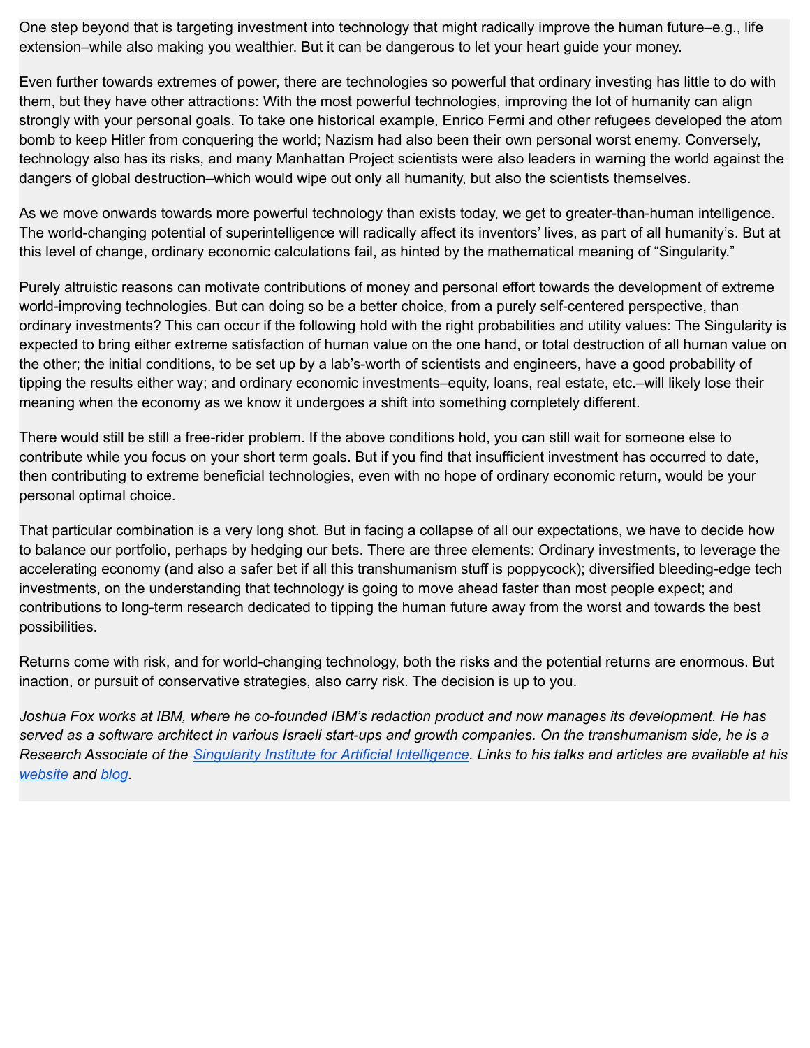One step beyond that is targeting investment into technology that might radically improve the human future–e.g., life extension–while also making you wealthier. But it can be dangerous to let your heart guide your money.

Even further towards extremes of power, there are technologies so powerful that ordinary investing has little to do with them, but they have other attractions: With the most powerful technologies, improving the lot of humanity can align strongly with your personal goals. To take one historical example, Enrico Fermi and other refugees developed the atom bomb to keep Hitler from conquering the world; Nazism had also been their own personal worst enemy. Conversely, technology also has its risks, and many Manhattan Project scientists were also leaders in warning the world against the dangers of global destruction–which would wipe out only all humanity, but also the scientists themselves.

As we move onwards towards more powerful technology than exists today, we get to greater-than-human intelligence. The world-changing potential of superintelligence will radically affect its inventors' lives, as part of all humanity's. But at this level of change, ordinary economic calculations fail, as hinted by the mathematical meaning of "Singularity."

Purely altruistic reasons can motivate contributions of money and personal effort towards the development of extreme world-improving technologies. But can doing so be a better choice, from a purely self-centered perspective, than ordinary investments? This can occur if the following hold with the right probabilities and utility values: The Singularity is expected to bring either extreme satisfaction of human value on the one hand, or total destruction of all human value on the other; the initial conditions, to be set up by a lab's-worth of scientists and engineers, have a good probability of tipping the results either way; and ordinary economic investments–equity, loans, real estate, etc.–will likely lose their meaning when the economy as we know it undergoes a shift into something completely different.

There would still be still a free-rider problem. If the above conditions hold, you can still wait for someone else to contribute while you focus on your short term goals. But if you find that insufficient investment has occurred to date, then contributing to extreme beneficial technologies, even with no hope of ordinary economic return, would be your personal optimal choice.

That particular combination is a very long shot. But in facing a collapse of all our expectations, we have to decide how to balance our portfolio, perhaps by hedging our bets. There are three elements: Ordinary investments, to leverage the accelerating economy (and also a safer bet if all this transhumanism stuff is poppycock); diversified bleeding-edge tech investments, on the understanding that technology is going to move ahead faster than most people expect; and contributions to long-term research dedicated to tipping the human future away from the worst and towards the best possibilities.

Returns come with risk, and for world-changing technology, both the risks and the potential returns are enormous. But inaction, or pursuit of conservative strategies, also carry risk. The decision is up to you.

*Joshua Fox works at IBM, where he co-founded IBM's redaction product and now manages its development. He has served as a software architect in various Israeli start-ups and growth companies. On the transhumanism side, he is a Research Associate of the [Singularity Institute for Artificial Intelligence](). Links to his talks and articles are available at his [website]() and [blog]().*